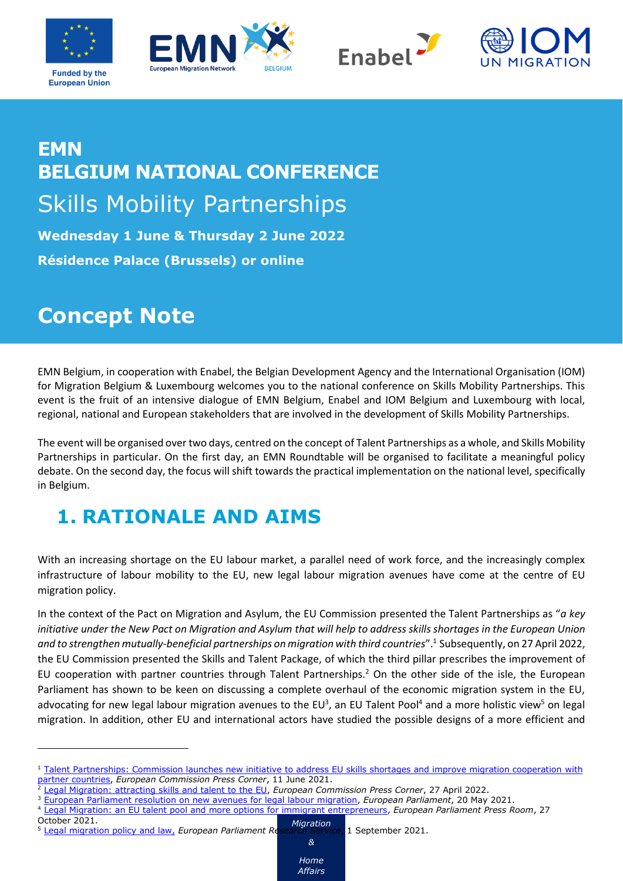Funded by the European Union

# EMN
# BELGIUM NATIONAL CONFERENCE
## Skills Mobility Partnerships

**Wednesday 1 June & Thursday 2 June 2022**

**Résidence Palace (Brussels) or online**

# Concept Note

EMN Belgium, in cooperation with Enabel, the Belgian Development Agency and the International Organisation (IOM) for Migration Belgium & Luxembourg welcomes you to the national conference on Skills Mobility Partnerships. This event is the fruit of an intensive dialogue of EMN Belgium, Enabel and IOM Belgium and Luxembourg with local, regional, national and European stakeholders that are involved in the development of Skills Mobility Partnerships.

The event will be organised over two days, centred on the concept of Talent Partnerships as a whole, and Skills Mobility Partnerships in particular. On the first day, an EMN Roundtable will be organised to facilitate a meaningful policy debate. On the second day, the focus will shift towards the practical implementation on the national level, specifically in Belgium.

## 1. RATIONALE AND AIMS

With an increasing shortage on the EU labour market, a parallel need of work force, and the increasingly complex infrastructure of labour mobility to the EU, new legal labour migration avenues have come at the centre of EU migration policy.

In the context of the Pact on Migration and Asylum, the EU Commission presented the Talent Partnerships as "*a key initiative under the New Pact on Migration and Asylum that will help to address skills shortages in the European Union and to strengthen mutually-beneficial partnerships on migration with third countries*".[1] Subsequently, on 27 April 2022, the EU Commission presented the Skills and Talent Package, of which the third pillar prescribes the improvement of EU cooperation with partner countries through Talent Partnerships.[2] On the other side of the isle, the European Parliament has shown to be keen on discussing a complete overhaul of the economic migration system in the EU, advocating for new legal labour migration avenues to the EU[3], an EU Talent Pool[4] and a more holistic view[5] on legal migration. In addition, other EU and international actors have studied the possible designs of a more efficient and

---

[1] Talent Partnerships: Commission launches new initiative to address EU skills shortages and improve migration cooperation with partner countries, *European Commission Press Corner*, 11 June 2021.

[2] Legal Migration: attracting skills and talent to the EU, *European Commission Press Corner*, 27 April 2022.

[3] European Parliament resolution on new avenues for legal labour migration, *European Parliament*, 20 May 2021.

[4] Legal Migration: an EU talent pool and more options for immigrant entrepreneurs, *European Parliament Press Room*, 27 October 2021.

[5] Legal migration policy and law, *European Parliament Research Service*, 1 September 2021.

*Migration & Home Affairs*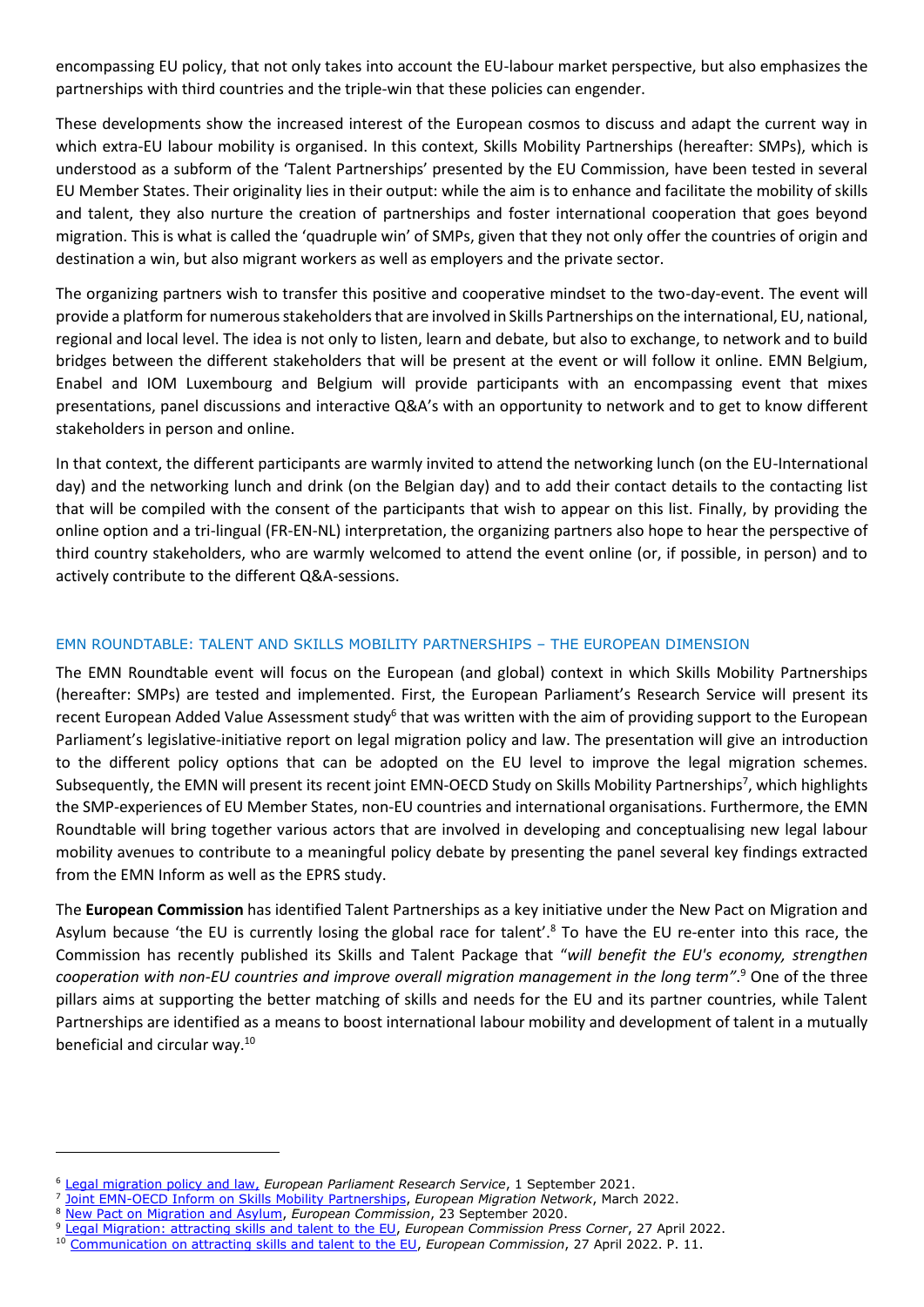encompassing EU policy, that not only takes into account the EU-labour market perspective, but also emphasizes the partnerships with third countries and the triple-win that these policies can engender.

These developments show the increased interest of the European cosmos to discuss and adapt the current way in which extra-EU labour mobility is organised. In this context, Skills Mobility Partnerships (hereafter: SMPs), which is understood as a subform of the 'Talent Partnerships' presented by the EU Commission, have been tested in several EU Member States. Their originality lies in their output: while the aim is to enhance and facilitate the mobility of skills and talent, they also nurture the creation of partnerships and foster international cooperation that goes beyond migration. This is what is called the 'quadruple win' of SMPs, given that they not only offer the countries of origin and destination a win, but also migrant workers as well as employers and the private sector.

The organizing partners wish to transfer this positive and cooperative mindset to the two-day-event. The event will provide a platform for numerous stakeholders that are involved in Skills Partnerships on the international, EU, national, regional and local level. The idea is not only to listen, learn and debate, but also to exchange, to network and to build bridges between the different stakeholders that will be present at the event or will follow it online. EMN Belgium, Enabel and IOM Luxembourg and Belgium will provide participants with an encompassing event that mixes presentations, panel discussions and interactive Q&A's with an opportunity to network and to get to know different stakeholders in person and online.

In that context, the different participants are warmly invited to attend the networking lunch (on the EU-International day) and the networking lunch and drink (on the Belgian day) and to add their contact details to the contacting list that will be compiled with the consent of the participants that wish to appear on this list. Finally, by providing the online option and a tri-lingual (FR-EN-NL) interpretation, the organizing partners also hope to hear the perspective of third country stakeholders, who are warmly welcomed to attend the event online (or, if possible, in person) and to actively contribute to the different Q&A-sessions.

## EMN ROUNDTABLE: TALENT AND SKILLS MOBILITY PARTNERSHIPS – THE EUROPEAN DIMENSION

The EMN Roundtable event will focus on the European (and global) context in which Skills Mobility Partnerships (hereafter: SMPs) are tested and implemented. First, the European Parliament's Research Service will present its recent European Added Value Assessment study[6] that was written with the aim of providing support to the European Parliament's legislative-initiative report on legal migration policy and law. The presentation will give an introduction to the different policy options that can be adopted on the EU level to improve the legal migration schemes. Subsequently, the EMN will present its recent joint EMN-OECD Study on Skills Mobility Partnerships[7], which highlights the SMP-experiences of EU Member States, non-EU countries and international organisations. Furthermore, the EMN Roundtable will bring together various actors that are involved in developing and conceptualising new legal labour mobility avenues to contribute to a meaningful policy debate by presenting the panel several key findings extracted from the EMN Inform as well as the EPRS study.

The **European Commission** has identified Talent Partnerships as a key initiative under the New Pact on Migration and Asylum because 'the EU is currently losing the global race for talent'.[8] To have the EU re-enter into this race, the Commission has recently published its Skills and Talent Package that "*will benefit the EU's economy, strengthen cooperation with non-EU countries and improve overall migration management in the long term*".[9] One of the three pillars aims at supporting the better matching of skills and needs for the EU and its partner countries, while Talent Partnerships are identified as a means to boost international labour mobility and development of talent in a mutually beneficial and circular way.[10]

---

[6] Legal migration policy and law, *European Parliament Research Service*, 1 September 2021.

[7] Joint EMN-OECD Inform on Skills Mobility Partnerships, *European Migration Network*, March 2022.

[8] New Pact on Migration and Asylum, *European Commission*, 23 September 2020.

[9] Legal Migration: attracting skills and talent to the EU, *European Commission Press Corner*, 27 April 2022.

[10] Communication on attracting skills and talent to the EU, *European Commission*, 27 April 2022. P. 11.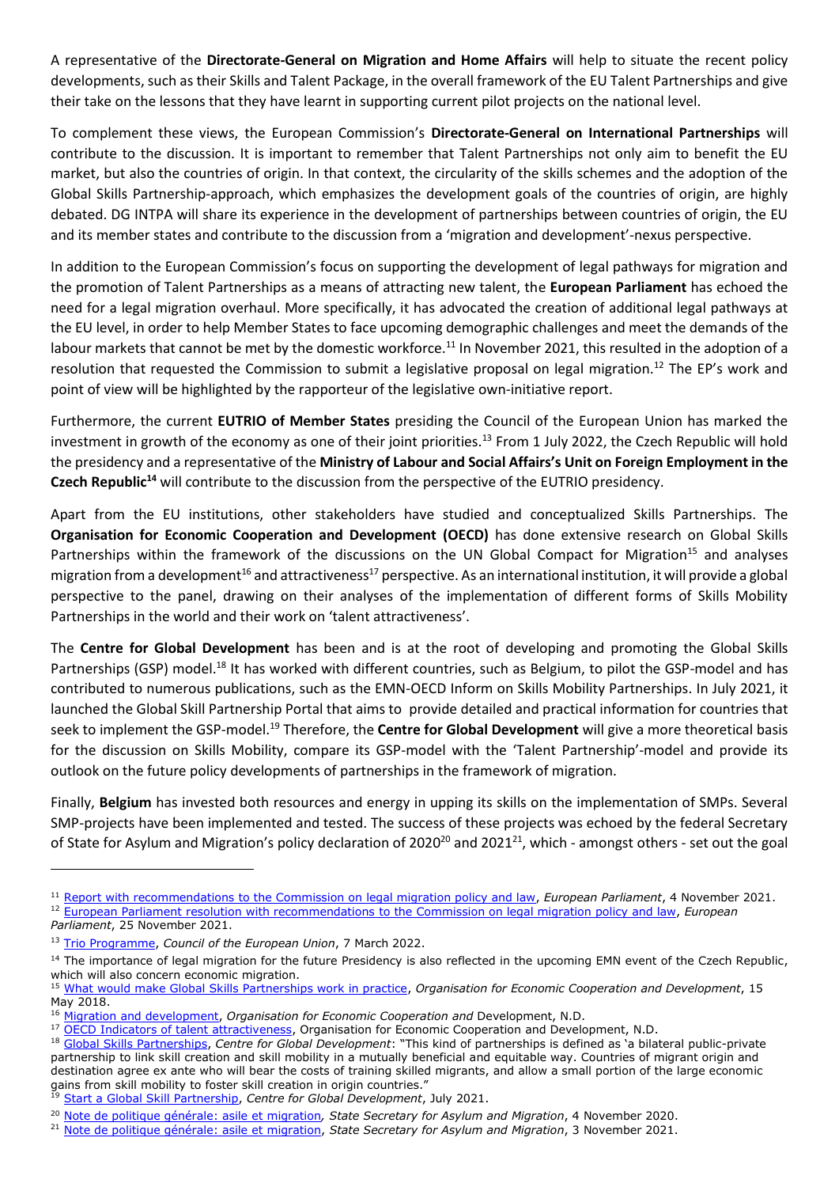A representative of the **Directorate-General on Migration and Home Affairs** will help to situate the recent policy developments, such as their Skills and Talent Package, in the overall framework of the EU Talent Partnerships and give their take on the lessons that they have learnt in supporting current pilot projects on the national level.

To complement these views, the European Commission's **Directorate-General on International Partnerships** will contribute to the discussion. It is important to remember that Talent Partnerships not only aim to benefit the EU market, but also the countries of origin. In that context, the circularity of the skills schemes and the adoption of the Global Skills Partnership-approach, which emphasizes the development goals of the countries of origin, are highly debated. DG INTPA will share its experience in the development of partnerships between countries of origin, the EU and its member states and contribute to the discussion from a 'migration and development'-nexus perspective.

In addition to the European Commission's focus on supporting the development of legal pathways for migration and the promotion of Talent Partnerships as a means of attracting new talent, the **European Parliament** has echoed the need for a legal migration overhaul. More specifically, it has advocated the creation of additional legal pathways at the EU level, in order to help Member States to face upcoming demographic challenges and meet the demands of the labour markets that cannot be met by the domestic workforce.[11] In November 2021, this resulted in the adoption of a resolution that requested the Commission to submit a legislative proposal on legal migration.[12] The EP's work and point of view will be highlighted by the rapporteur of the legislative own-initiative report.

Furthermore, the current **EUTRIO of Member States** presiding the Council of the European Union has marked the investment in growth of the economy as one of their joint priorities.[13] From 1 July 2022, the Czech Republic will hold the presidency and a representative of the **Ministry of Labour and Social Affairs's Unit on Foreign Employment in the Czech Republic**[14] will contribute to the discussion from the perspective of the EUTRIO presidency.

Apart from the EU institutions, other stakeholders have studied and conceptualized Skills Partnerships. The **Organisation for Economic Cooperation and Development (OECD)** has done extensive research on Global Skills Partnerships within the framework of the discussions on the UN Global Compact for Migration[15] and analyses migration from a development[16] and attractiveness[17] perspective. As an international institution, it will provide a global perspective to the panel, drawing on their analyses of the implementation of different forms of Skills Mobility Partnerships in the world and their work on 'talent attractiveness'.

The **Centre for Global Development** has been and is at the root of developing and promoting the Global Skills Partnerships (GSP) model.[18] It has worked with different countries, such as Belgium, to pilot the GSP-model and has contributed to numerous publications, such as the EMN-OECD Inform on Skills Mobility Partnerships. In July 2021, it launched the Global Skill Partnership Portal that aims to provide detailed and practical information for countries that seek to implement the GSP-model.[19] Therefore, the **Centre for Global Development** will give a more theoretical basis for the discussion on Skills Mobility, compare its GSP-model with the 'Talent Partnership'-model and provide its outlook on the future policy developments of partnerships in the framework of migration.

Finally, **Belgium** has invested both resources and energy in upping its skills on the implementation of SMPs. Several SMP-projects have been implemented and tested. The success of these projects was echoed by the federal Secretary of State for Asylum and Migration's policy declaration of 2020[20] and 2021[21], which - amongst others - set out the goal

---

[11] Report with recommendations to the Commission on legal migration policy and law, *European Parliament*, 4 November 2021.
[12] European Parliament resolution with recommendations to the Commission on legal migration policy and law, *European Parliament*, 25 November 2021.
[13] Trio Programme, *Council of the European Union*, 7 March 2022.
[14] The importance of legal migration for the future Presidency is also reflected in the upcoming EMN event of the Czech Republic, which will also concern economic migration.
[15] What would make Global Skills Partnerships work in practice, *Organisation for Economic Cooperation and Development*, 15 May 2018.
[16] Migration and development, *Organisation for Economic Cooperation and* Development, N.D.
[17] OECD Indicators of talent attractiveness, Organisation for Economic Cooperation and Development, N.D.
[18] Global Skills Partnerships, *Centre for Global Development*: "This kind of partnerships is defined as 'a bilateral public-private partnership to link skill creation and skill mobility in a mutually beneficial and equitable way. Countries of migrant origin and destination agree ex ante who will bear the costs of training skilled migrants, and allow a small portion of the large economic gains from skill mobility to foster skill creation in origin countries."
[19] Start a Global Skill Partnership, *Centre for Global Development*, July 2021.
[20] Note de politique générale: asile et migration*, State Secretary for Asylum and Migration*, 4 November 2020.
[21] Note de politique générale: asile et migration, *State Secretary for Asylum and Migration*, 3 November 2021.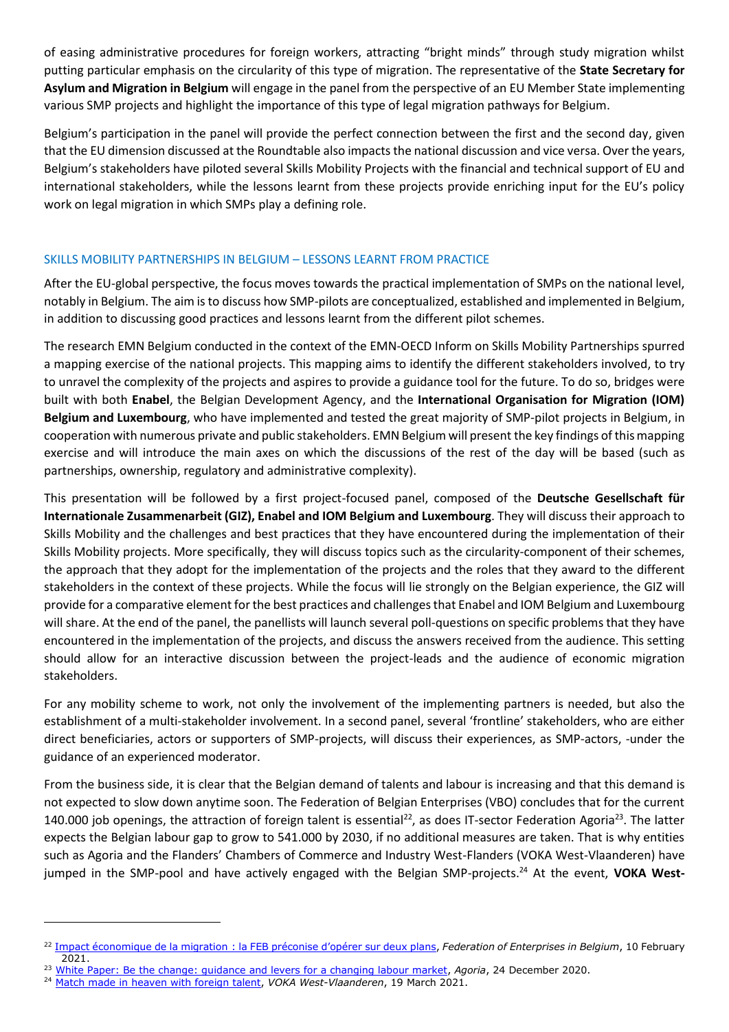of easing administrative procedures for foreign workers, attracting "bright minds" through study migration whilst putting particular emphasis on the circularity of this type of migration. The representative of the **State Secretary for Asylum and Migration in Belgium** will engage in the panel from the perspective of an EU Member State implementing various SMP projects and highlight the importance of this type of legal migration pathways for Belgium.

Belgium's participation in the panel will provide the perfect connection between the first and the second day, given that the EU dimension discussed at the Roundtable also impacts the national discussion and vice versa. Over the years, Belgium's stakeholders have piloted several Skills Mobility Projects with the financial and technical support of EU and international stakeholders, while the lessons learnt from these projects provide enriching input for the EU's policy work on legal migration in which SMPs play a defining role.

## SKILLS MOBILITY PARTNERSHIPS IN BELGIUM – LESSONS LEARNT FROM PRACTICE

After the EU-global perspective, the focus moves towards the practical implementation of SMPs on the national level, notably in Belgium. The aim is to discuss how SMP-pilots are conceptualized, established and implemented in Belgium, in addition to discussing good practices and lessons learnt from the different pilot schemes.

The research EMN Belgium conducted in the context of the EMN-OECD Inform on Skills Mobility Partnerships spurred a mapping exercise of the national projects. This mapping aims to identify the different stakeholders involved, to try to unravel the complexity of the projects and aspires to provide a guidance tool for the future. To do so, bridges were built with both **Enabel**, the Belgian Development Agency, and the **International Organisation for Migration (IOM) Belgium and Luxembourg**, who have implemented and tested the great majority of SMP-pilot projects in Belgium, in cooperation with numerous private and public stakeholders. EMN Belgium will present the key findings of this mapping exercise and will introduce the main axes on which the discussions of the rest of the day will be based (such as partnerships, ownership, regulatory and administrative complexity).

This presentation will be followed by a first project-focused panel, composed of the **Deutsche Gesellschaft für Internationale Zusammenarbeit (GIZ), Enabel and IOM Belgium and Luxembourg**. They will discuss their approach to Skills Mobility and the challenges and best practices that they have encountered during the implementation of their Skills Mobility projects. More specifically, they will discuss topics such as the circularity-component of their schemes, the approach that they adopt for the implementation of the projects and the roles that they award to the different stakeholders in the context of these projects. While the focus will lie strongly on the Belgian experience, the GIZ will provide for a comparative element for the best practices and challenges that Enabel and IOM Belgium and Luxembourg will share. At the end of the panel, the panellists will launch several poll-questions on specific problems that they have encountered in the implementation of the projects, and discuss the answers received from the audience. This setting should allow for an interactive discussion between the project-leads and the audience of economic migration stakeholders.

For any mobility scheme to work, not only the involvement of the implementing partners is needed, but also the establishment of a multi-stakeholder involvement. In a second panel, several 'frontline' stakeholders, who are either direct beneficiaries, actors or supporters of SMP-projects, will discuss their experiences, as SMP-actors, -under the guidance of an experienced moderator.

From the business side, it is clear that the Belgian demand of talents and labour is increasing and that this demand is not expected to slow down anytime soon. The Federation of Belgian Enterprises (VBO) concludes that for the current 140.000 job openings, the attraction of foreign talent is essential[22], as does IT-sector Federation Agoria[23]. The latter expects the Belgian labour gap to grow to 541.000 by 2030, if no additional measures are taken. That is why entities such as Agoria and the Flanders' Chambers of Commerce and Industry West-Flanders (VOKA West-Vlaanderen) have jumped in the SMP-pool and have actively engaged with the Belgian SMP-projects.[24] At the event, **VOKA West-**

---

[22] Impact économique de la migration : la FEB préconise d'opérer sur deux plans, *Federation of Enterprises in Belgium*, 10 February 2021.

[23] White Paper: Be the change: guidance and levers for a changing labour market, *Agoria*, 24 December 2020.

[24] Match made in heaven with foreign talent, *VOKA West-Vlaanderen*, 19 March 2021.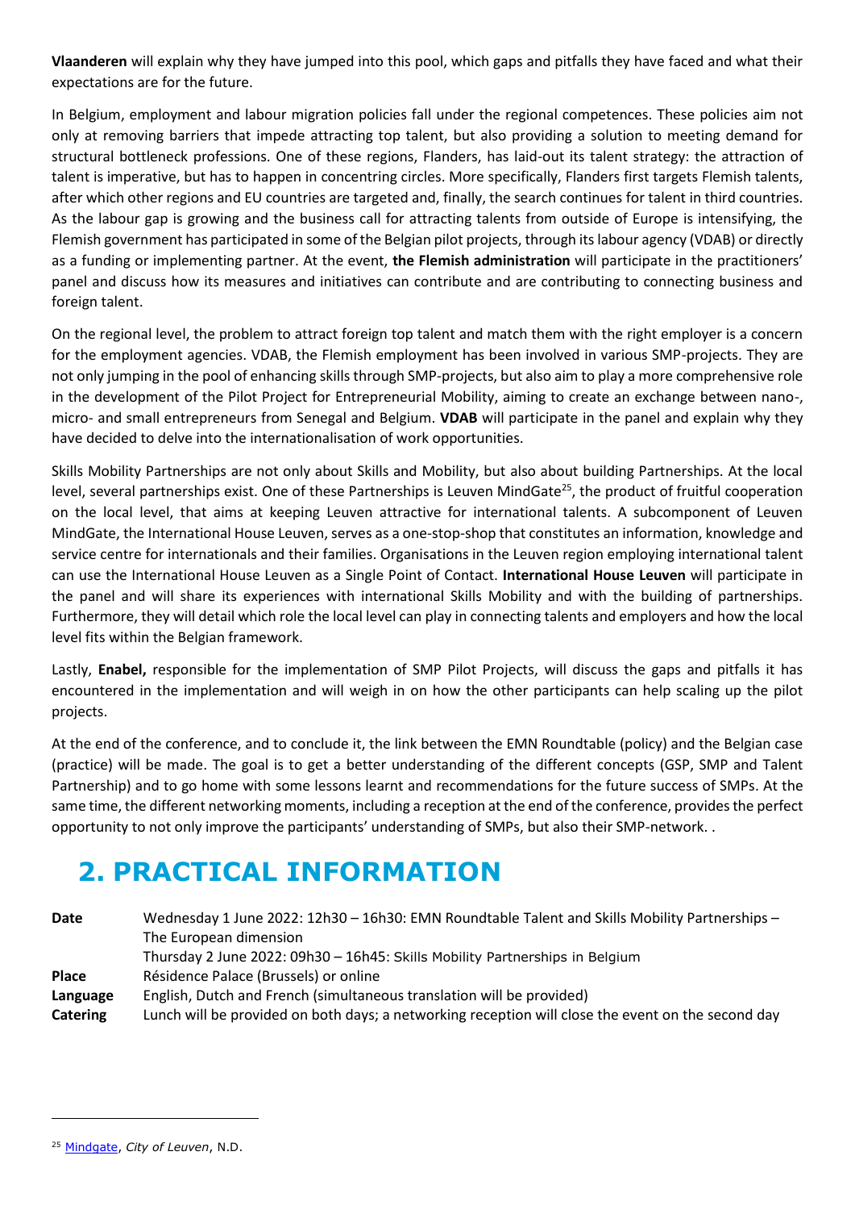**Vlaanderen** will explain why they have jumped into this pool, which gaps and pitfalls they have faced and what their expectations are for the future.

In Belgium, employment and labour migration policies fall under the regional competences. These policies aim not only at removing barriers that impede attracting top talent, but also providing a solution to meeting demand for structural bottleneck professions. One of these regions, Flanders, has laid-out its talent strategy: the attraction of talent is imperative, but has to happen in concentring circles. More specifically, Flanders first targets Flemish talents, after which other regions and EU countries are targeted and, finally, the search continues for talent in third countries. As the labour gap is growing and the business call for attracting talents from outside of Europe is intensifying, the Flemish government has participated in some of the Belgian pilot projects, through its labour agency (VDAB) or directly as a funding or implementing partner. At the event, **the Flemish administration** will participate in the practitioners' panel and discuss how its measures and initiatives can contribute and are contributing to connecting business and foreign talent.

On the regional level, the problem to attract foreign top talent and match them with the right employer is a concern for the employment agencies. VDAB, the Flemish employment has been involved in various SMP-projects. They are not only jumping in the pool of enhancing skills through SMP-projects, but also aim to play a more comprehensive role in the development of the Pilot Project for Entrepreneurial Mobility, aiming to create an exchange between nano-, micro- and small entrepreneurs from Senegal and Belgium. **VDAB** will participate in the panel and explain why they have decided to delve into the internationalisation of work opportunities.

Skills Mobility Partnerships are not only about Skills and Mobility, but also about building Partnerships. At the local level, several partnerships exist. One of these Partnerships is Leuven MindGate[25], the product of fruitful cooperation on the local level, that aims at keeping Leuven attractive for international talents. A subcomponent of Leuven MindGate, the International House Leuven, serves as a one-stop-shop that constitutes an information, knowledge and service centre for internationals and their families. Organisations in the Leuven region employing international talent can use the International House Leuven as a Single Point of Contact. **International House Leuven** will participate in the panel and will share its experiences with international Skills Mobility and with the building of partnerships. Furthermore, they will detail which role the local level can play in connecting talents and employers and how the local level fits within the Belgian framework.

Lastly, **Enabel,** responsible for the implementation of SMP Pilot Projects, will discuss the gaps and pitfalls it has encountered in the implementation and will weigh in on how the other participants can help scaling up the pilot projects.

At the end of the conference, and to conclude it, the link between the EMN Roundtable (policy) and the Belgian case (practice) will be made. The goal is to get a better understanding of the different concepts (GSP, SMP and Talent Partnership) and to go home with some lessons learnt and recommendations for the future success of SMPs. At the same time, the different networking moments, including a reception at the end of the conference, provides the perfect opportunity to not only improve the participants' understanding of SMPs, but also their SMP-network. .

# 2. PRACTICAL INFORMATION

| | |
|---|---|
| **Date** | Wednesday 1 June 2022: 12h30 – 16h30: EMN Roundtable Talent and Skills Mobility Partnerships – The European dimension<br>Thursday 2 June 2022: 09h30 – 16h45: Skills Mobility Partnerships in Belgium |
| **Place** | Résidence Palace (Brussels) or online |
| **Language** | English, Dutch and French (simultaneous translation will be provided) |
| **Catering** | Lunch will be provided on both days; a networking reception will close the event on the second day |

[25] Mindgate, *City of Leuven*, N.D.